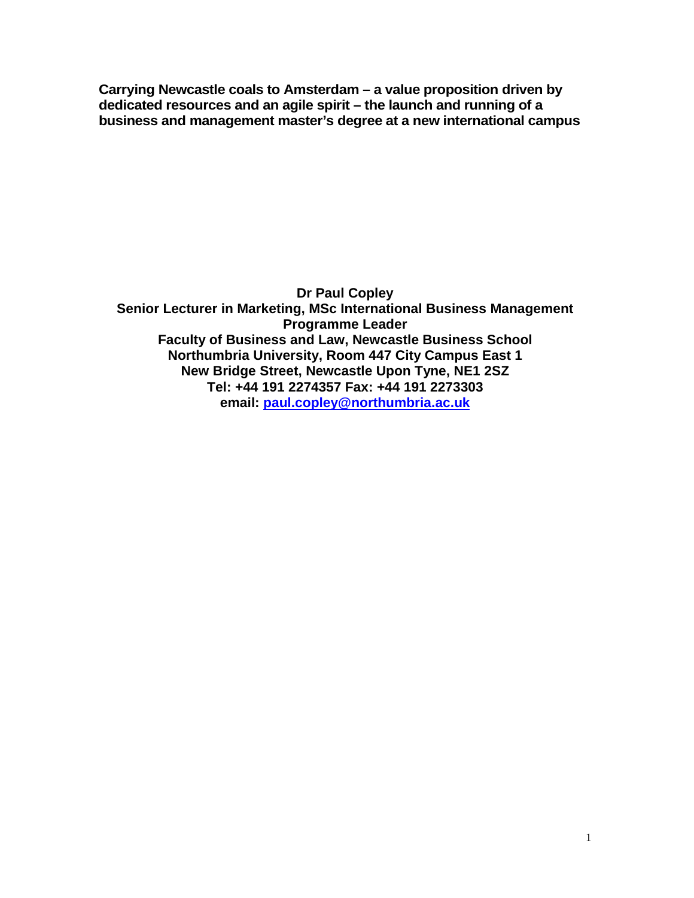# Carrying Newcastle coals to Amsterdam – a value proposition driven by dedicated resources and an agile spirit – the launch and running of a business and management master's degree at a new international campus

**Dr Paul Copley**
**Senior Lecturer in Marketing, MSc International Business Management Programme Leader**
**Faculty of Business and Law, Newcastle Business School**
**Northumbria University, Room 447 City Campus East 1**
**New Bridge Street, Newcastle Upon Tyne, NE1 2SZ**
**Tel: +44 191 2274357 Fax: +44 191 2273303**
**email: paul.copley@northumbria.ac.uk**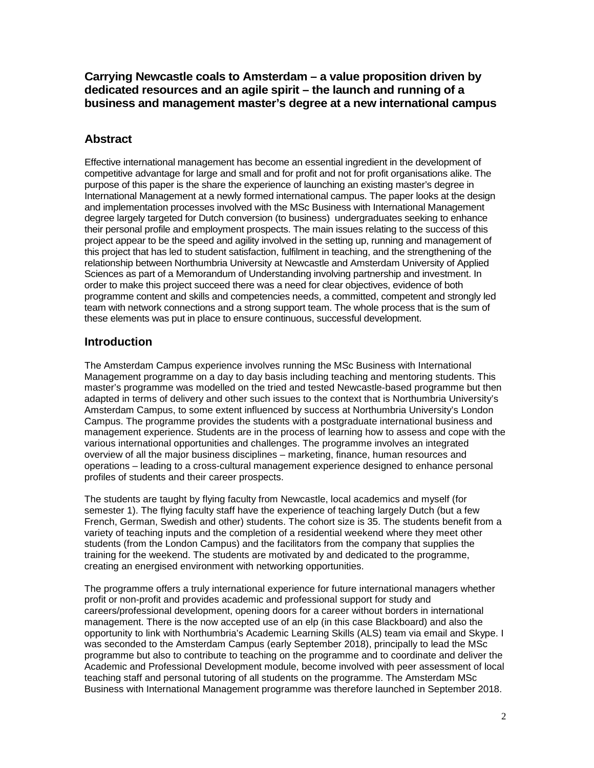**Carrying Newcastle coals to Amsterdam – a value proposition driven by dedicated resources and an agile spirit – the launch and running of a business and management master's degree at a new international campus**

## Abstract

Effective international management has become an essential ingredient in the development of competitive advantage for large and small and for profit and not for profit organisations alike. The purpose of this paper is the share the experience of launching an existing master's degree in International Management at a newly formed international campus. The paper looks at the design and implementation processes involved with the MSc Business with International Management degree largely targeted for Dutch conversion (to business) undergraduates seeking to enhance their personal profile and employment prospects. The main issues relating to the success of this project appear to be the speed and agility involved in the setting up, running and management of this project that has led to student satisfaction, fulfilment in teaching, and the strengthening of the relationship between Northumbria University at Newcastle and Amsterdam University of Applied Sciences as part of a Memorandum of Understanding involving partnership and investment. In order to make this project succeed there was a need for clear objectives, evidence of both programme content and skills and competencies needs, a committed, competent and strongly led team with network connections and a strong support team. The whole process that is the sum of these elements was put in place to ensure continuous, successful development.

## Introduction

The Amsterdam Campus experience involves running the MSc Business with International Management programme on a day to day basis including teaching and mentoring students. This master's programme was modelled on the tried and tested Newcastle-based programme but then adapted in terms of delivery and other such issues to the context that is Northumbria University's Amsterdam Campus, to some extent influenced by success at Northumbria University's London Campus. The programme provides the students with a postgraduate international business and management experience. Students are in the process of learning how to assess and cope with the various international opportunities and challenges. The programme involves an integrated overview of all the major business disciplines – marketing, finance, human resources and operations – leading to a cross-cultural management experience designed to enhance personal profiles of students and their career prospects.

The students are taught by flying faculty from Newcastle, local academics and myself (for semester 1). The flying faculty staff have the experience of teaching largely Dutch (but a few French, German, Swedish and other) students. The cohort size is 35. The students benefit from a variety of teaching inputs and the completion of a residential weekend where they meet other students (from the London Campus) and the facilitators from the company that supplies the training for the weekend. The students are motivated by and dedicated to the programme, creating an energised environment with networking opportunities.

The programme offers a truly international experience for future international managers whether profit or non-profit and provides academic and professional support for study and careers/professional development, opening doors for a career without borders in international management. There is the now accepted use of an elp (in this case Blackboard) and also the opportunity to link with Northumbria's Academic Learning Skills (ALS) team via email and Skype. I was seconded to the Amsterdam Campus (early September 2018), principally to lead the MSc programme but also to contribute to teaching on the programme and to coordinate and deliver the Academic and Professional Development module, become involved with peer assessment of local teaching staff and personal tutoring of all students on the programme. The Amsterdam MSc Business with International Management programme was therefore launched in September 2018.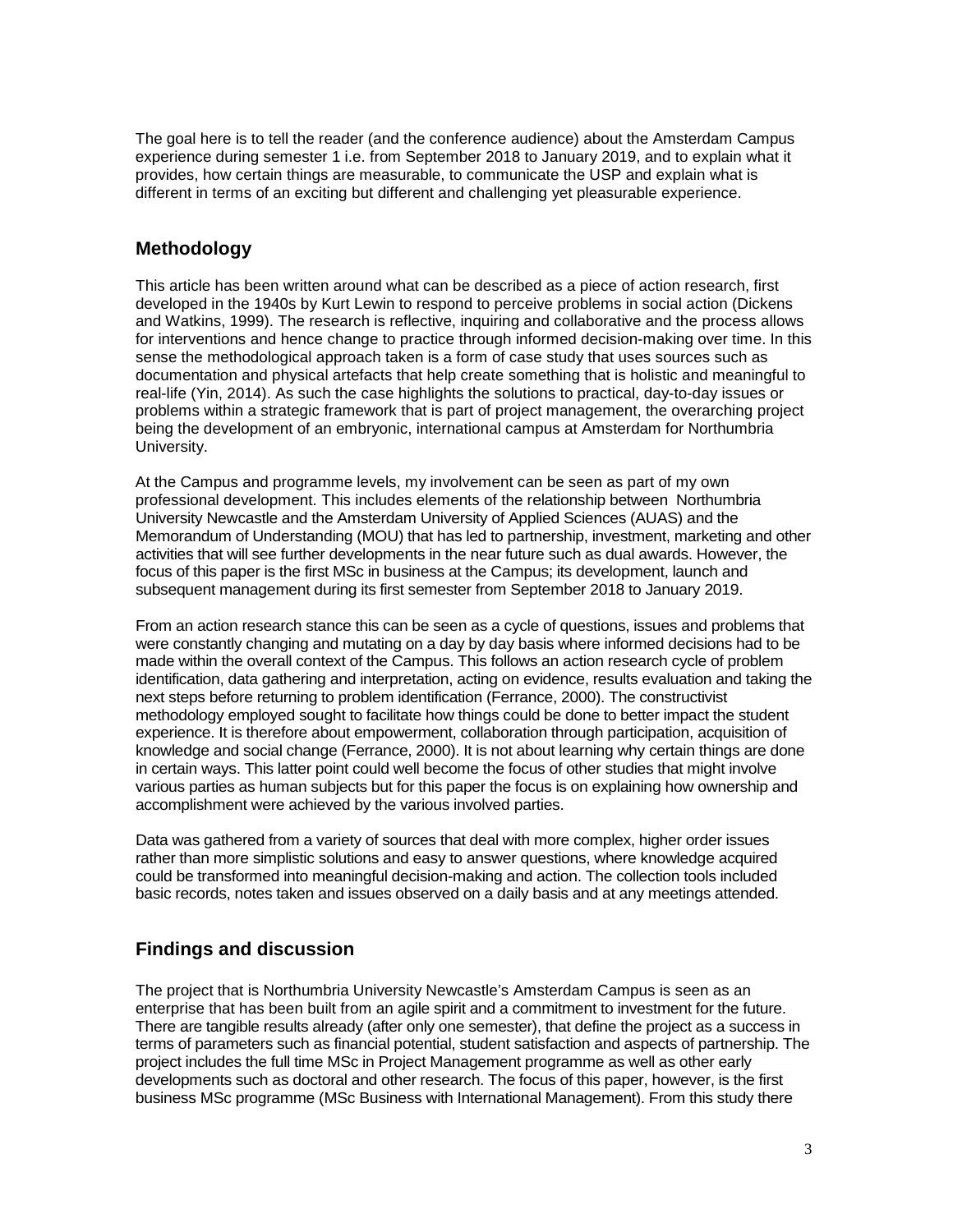The goal here is to tell the reader (and the conference audience) about the Amsterdam Campus experience during semester 1 i.e. from September 2018 to January 2019, and to explain what it provides, how certain things are measurable, to communicate the USP and explain what is different in terms of an exciting but different and challenging yet pleasurable experience.

## Methodology

This article has been written around what can be described as a piece of action research, first developed in the 1940s by Kurt Lewin to respond to perceive problems in social action (Dickens and Watkins, 1999). The research is reflective, inquiring and collaborative and the process allows for interventions and hence change to practice through informed decision-making over time. In this sense the methodological approach taken is a form of case study that uses sources such as documentation and physical artefacts that help create something that is holistic and meaningful to real-life (Yin, 2014). As such the case highlights the solutions to practical, day-to-day issues or problems within a strategic framework that is part of project management, the overarching project being the development of an embryonic, international campus at Amsterdam for Northumbria University.

At the Campus and programme levels, my involvement can be seen as part of my own professional development. This includes elements of the relationship between Northumbria University Newcastle and the Amsterdam University of Applied Sciences (AUAS) and the Memorandum of Understanding (MOU) that has led to partnership, investment, marketing and other activities that will see further developments in the near future such as dual awards. However, the focus of this paper is the first MSc in business at the Campus; its development, launch and subsequent management during its first semester from September 2018 to January 2019.

From an action research stance this can be seen as a cycle of questions, issues and problems that were constantly changing and mutating on a day by day basis where informed decisions had to be made within the overall context of the Campus. This follows an action research cycle of problem identification, data gathering and interpretation, acting on evidence, results evaluation and taking the next steps before returning to problem identification (Ferrance, 2000). The constructivist methodology employed sought to facilitate how things could be done to better impact the student experience. It is therefore about empowerment, collaboration through participation, acquisition of knowledge and social change (Ferrance, 2000). It is not about learning why certain things are done in certain ways. This latter point could well become the focus of other studies that might involve various parties as human subjects but for this paper the focus is on explaining how ownership and accomplishment were achieved by the various involved parties.

Data was gathered from a variety of sources that deal with more complex, higher order issues rather than more simplistic solutions and easy to answer questions, where knowledge acquired could be transformed into meaningful decision-making and action. The collection tools included basic records, notes taken and issues observed on a daily basis and at any meetings attended.

## Findings and discussion

The project that is Northumbria University Newcastle's Amsterdam Campus is seen as an enterprise that has been built from an agile spirit and a commitment to investment for the future. There are tangible results already (after only one semester), that define the project as a success in terms of parameters such as financial potential, student satisfaction and aspects of partnership. The project includes the full time MSc in Project Management programme as well as other early developments such as doctoral and other research. The focus of this paper, however, is the first business MSc programme (MSc Business with International Management). From this study there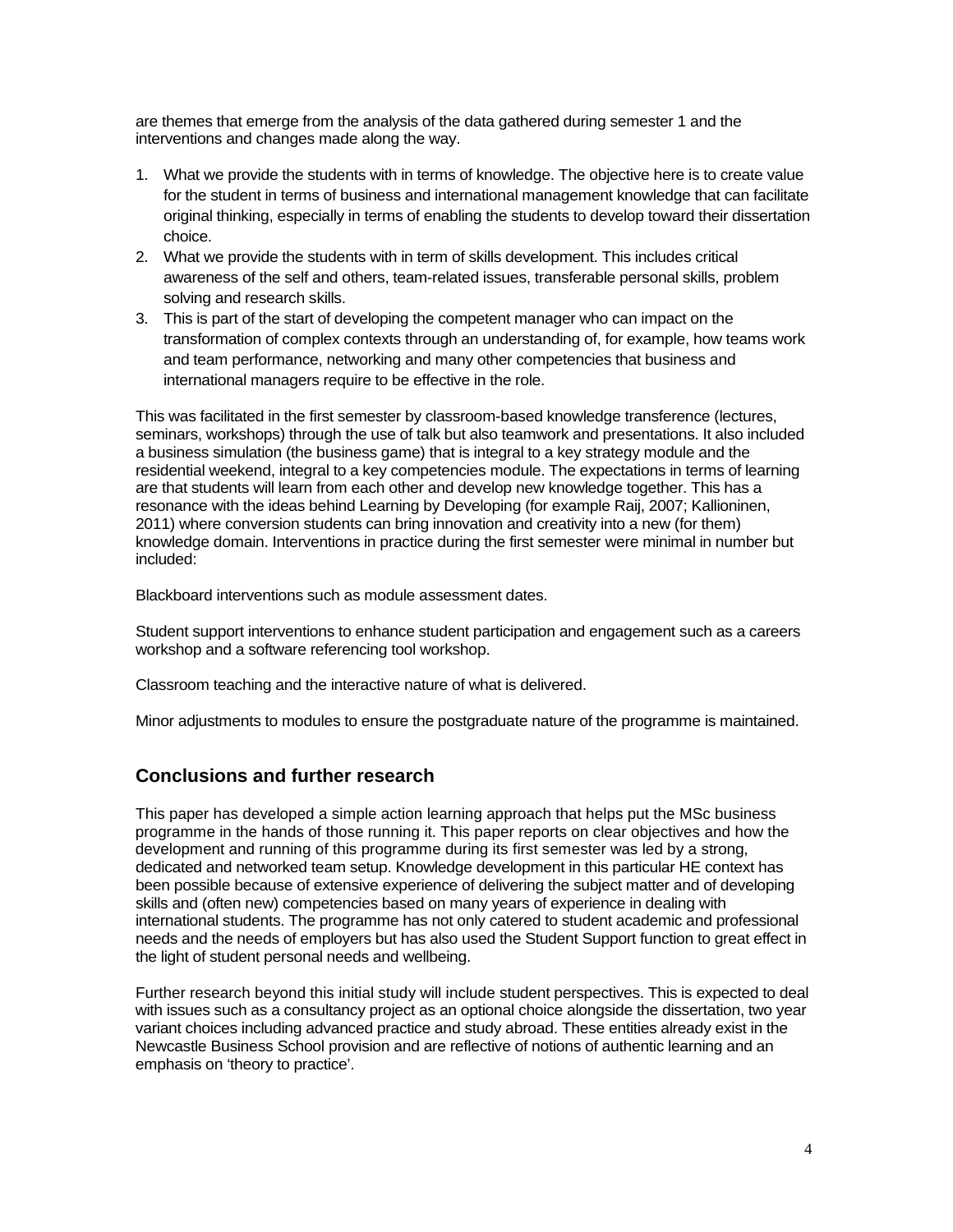are themes that emerge from the analysis of the data gathered during semester 1 and the interventions and changes made along the way.

1. What we provide the students with in terms of knowledge. The objective here is to create value for the student in terms of business and international management knowledge that can facilitate original thinking, especially in terms of enabling the students to develop toward their dissertation choice.
2. What we provide the students with in term of skills development. This includes critical awareness of the self and others, team-related issues, transferable personal skills, problem solving and research skills.
3. This is part of the start of developing the competent manager who can impact on the transformation of complex contexts through an understanding of, for example, how teams work and team performance, networking and many other competencies that business and international managers require to be effective in the role.

This was facilitated in the first semester by classroom-based knowledge transference (lectures, seminars, workshops) through the use of talk but also teamwork and presentations. It also included a business simulation (the business game) that is integral to a key strategy module and the residential weekend, integral to a key competencies module. The expectations in terms of learning are that students will learn from each other and develop new knowledge together. This has a resonance with the ideas behind Learning by Developing (for example Raij, 2007; Kallioninen, 2011) where conversion students can bring innovation and creativity into a new (for them) knowledge domain. Interventions in practice during the first semester were minimal in number but included:

Blackboard interventions such as module assessment dates.

Student support interventions to enhance student participation and engagement such as a careers workshop and a software referencing tool workshop.

Classroom teaching and the interactive nature of what is delivered.

Minor adjustments to modules to ensure the postgraduate nature of the programme is maintained.

## Conclusions and further research

This paper has developed a simple action learning approach that helps put the MSc business programme in the hands of those running it. This paper reports on clear objectives and how the development and running of this programme during its first semester was led by a strong, dedicated and networked team setup. Knowledge development in this particular HE context has been possible because of extensive experience of delivering the subject matter and of developing skills and (often new) competencies based on many years of experience in dealing with international students. The programme has not only catered to student academic and professional needs and the needs of employers but has also used the Student Support function to great effect in the light of student personal needs and wellbeing.

Further research beyond this initial study will include student perspectives. This is expected to deal with issues such as a consultancy project as an optional choice alongside the dissertation, two year variant choices including advanced practice and study abroad. These entities already exist in the Newcastle Business School provision and are reflective of notions of authentic learning and an emphasis on 'theory to practice'.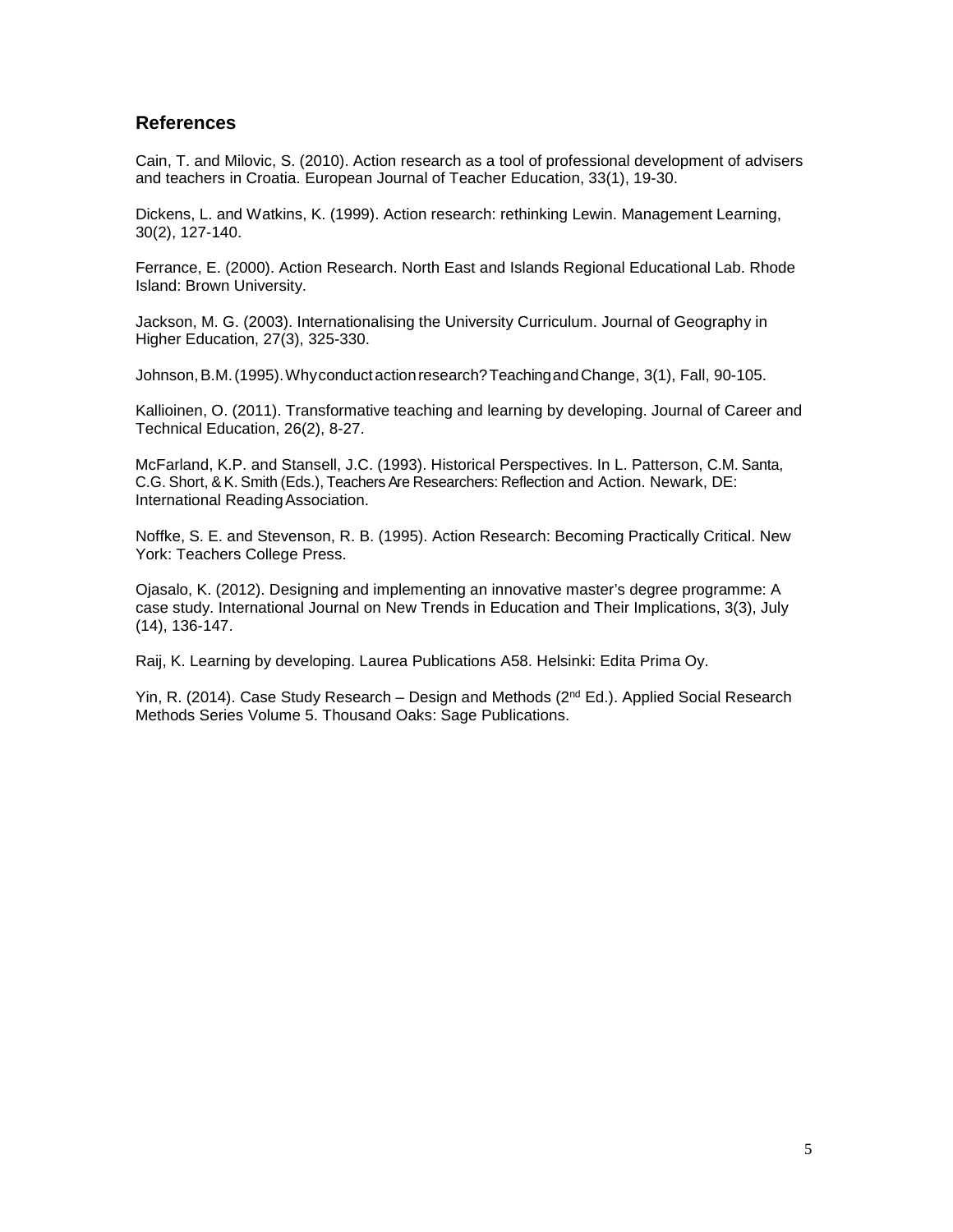## References

Cain, T. and Milovic, S. (2010). Action research as a tool of professional development of advisers and teachers in Croatia. European Journal of Teacher Education, 33(1), 19-30.

Dickens, L. and Watkins, K. (1999). Action research: rethinking Lewin. Management Learning, 30(2), 127-140.

Ferrance, E. (2000). Action Research. North East and Islands Regional Educational Lab. Rhode Island: Brown University.

Jackson, M. G. (2003). Internationalising the University Curriculum. Journal of Geography in Higher Education, 27(3), 325-330.

Johnson, B.M. (1995). Why conduct action research? Teaching and Change, 3(1), Fall, 90-105.

Kallioinen, O. (2011). Transformative teaching and learning by developing. Journal of Career and Technical Education, 26(2), 8-27.

McFarland, K.P. and Stansell, J.C. (1993). Historical Perspectives. In L. Patterson, C.M. Santa, C.G. Short, & K. Smith (Eds.), Teachers Are Researchers: Reflection and Action. Newark, DE: International Reading Association.

Noffke, S. E. and Stevenson, R. B. (1995). Action Research: Becoming Practically Critical. New York: Teachers College Press.

Ojasalo, K. (2012). Designing and implementing an innovative master's degree programme: A case study. International Journal on New Trends in Education and Their Implications, 3(3), July (14), 136-147.

Raij, K. Learning by developing. Laurea Publications A58. Helsinki: Edita Prima Oy.

Yin, R. (2014). Case Study Research – Design and Methods (2nd Ed.). Applied Social Research Methods Series Volume 5. Thousand Oaks: Sage Publications.